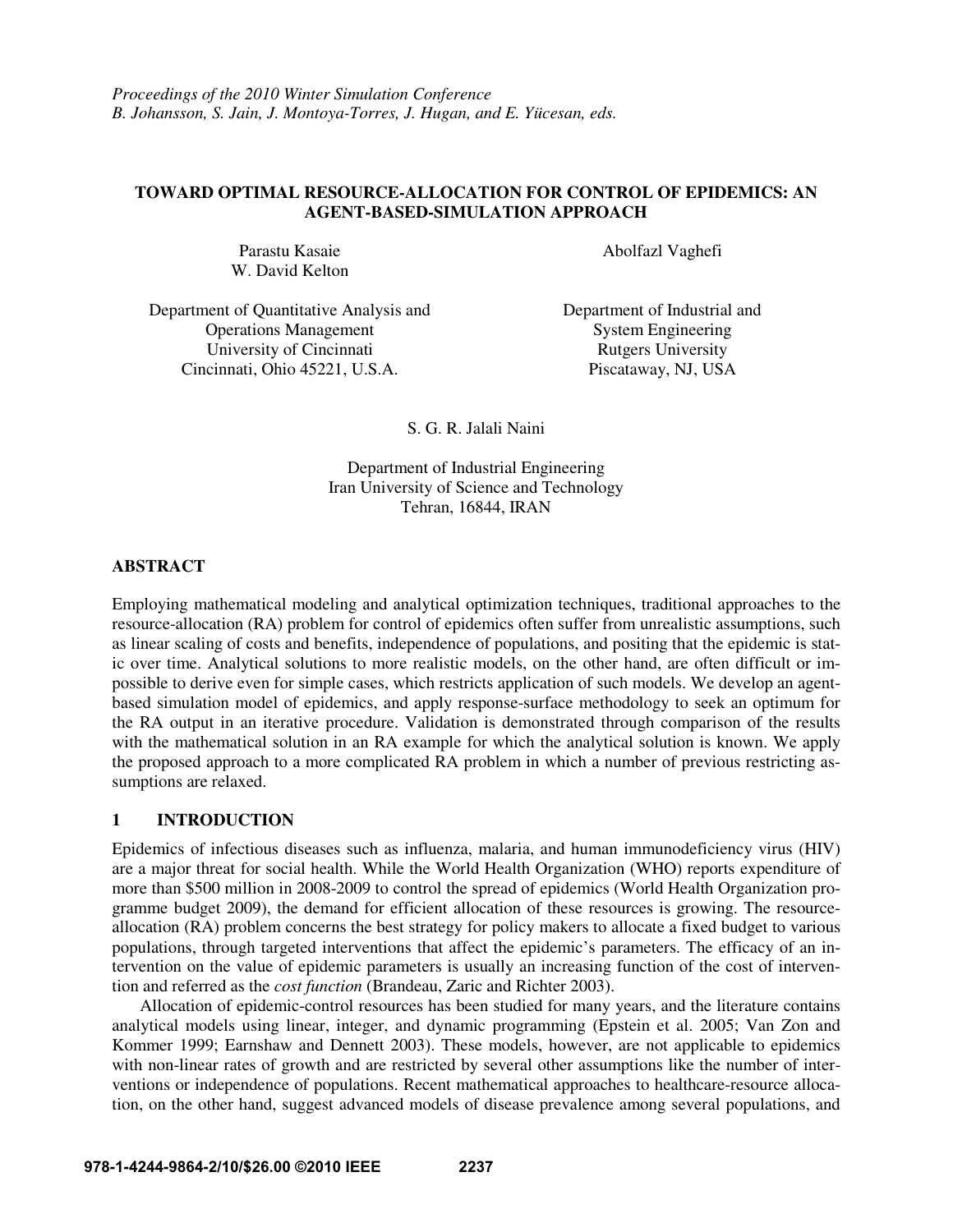*Proceedings of the 2010 Winter Simulation Conference*
*B. Johansson, S. Jain, J. Montoya-Torres, J. Hugan, and E. Yücesan, eds.*

# TOWARD OPTIMAL RESOURCE-ALLOCATION FOR CONTROL OF EPIDEMICS: AN AGENT-BASED-SIMULATION APPROACH

Parastu Kasaie
W. David Kelton

Department of Quantitative Analysis and Operations Management
University of Cincinnati
Cincinnati, Ohio 45221, U.S.A.

Abolfazl Vaghefi

Department of Industrial and System Engineering
Rutgers University
Piscataway, NJ, USA

S. G. R. Jalali Naini

Department of Industrial Engineering
Iran University of Science and Technology
Tehran, 16844, IRAN

## ABSTRACT

Employing mathematical modeling and analytical optimization techniques, traditional approaches to the resource-allocation (RA) problem for control of epidemics often suffer from unrealistic assumptions, such as linear scaling of costs and benefits, independence of populations, and positing that the epidemic is static over time. Analytical solutions to more realistic models, on the other hand, are often difficult or impossible to derive even for simple cases, which restricts application of such models. We develop an agent-based simulation model of epidemics, and apply response-surface methodology to seek an optimum for the RA output in an iterative procedure. Validation is demonstrated through comparison of the results with the mathematical solution in an RA example for which the analytical solution is known. We apply the proposed approach to a more complicated RA problem in which a number of previous restricting assumptions are relaxed.

## 1 INTRODUCTION

Epidemics of infectious diseases such as influenza, malaria, and human immunodeficiency virus (HIV) are a major threat for social health. While the World Health Organization (WHO) reports expenditure of more than $500 million in 2008-2009 to control the spread of epidemics (World Health Organization programme budget 2009), the demand for efficient allocation of these resources is growing. The resource-allocation (RA) problem concerns the best strategy for policy makers to allocate a fixed budget to various populations, through targeted interventions that affect the epidemic's parameters. The efficacy of an intervention on the value of epidemic parameters is usually an increasing function of the cost of intervention and referred as the *cost function* (Brandeau, Zaric and Richter 2003).

Allocation of epidemic-control resources has been studied for many years, and the literature contains analytical models using linear, integer, and dynamic programming (Epstein et al. 2005; Van Zon and Kommer 1999; Earnshaw and Dennett 2003). These models, however, are not applicable to epidemics with non-linear rates of growth and are restricted by several other assumptions like the number of interventions or independence of populations. Recent mathematical approaches to healthcare-resource allocation, on the other hand, suggest advanced models of disease prevalence among several populations, and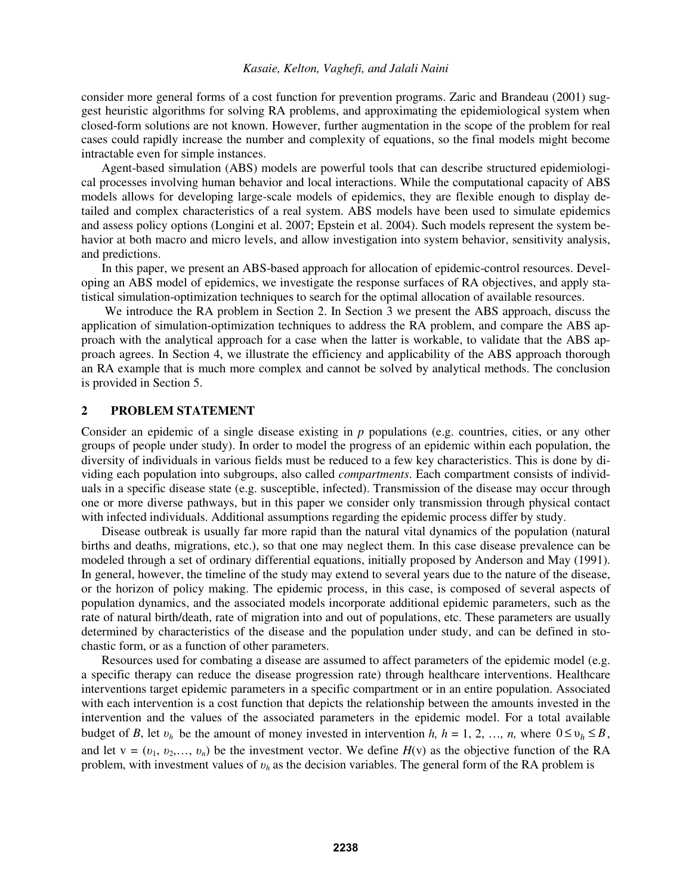consider more general forms of a cost function for prevention programs. Zaric and Brandeau (2001) suggest heuristic algorithms for solving RA problems, and approximating the epidemiological system when closed-form solutions are not known. However, further augmentation in the scope of the problem for real cases could rapidly increase the number and complexity of equations, so the final models might become intractable even for simple instances.

Agent-based simulation (ABS) models are powerful tools that can describe structured epidemiological processes involving human behavior and local interactions. While the computational capacity of ABS models allows for developing large-scale models of epidemics, they are flexible enough to display detailed and complex characteristics of a real system. ABS models have been used to simulate epidemics and assess policy options (Longini et al. 2007; Epstein et al. 2004). Such models represent the system behavior at both macro and micro levels, and allow investigation into system behavior, sensitivity analysis, and predictions.

In this paper, we present an ABS-based approach for allocation of epidemic-control resources. Developing an ABS model of epidemics, we investigate the response surfaces of RA objectives, and apply statistical simulation-optimization techniques to search for the optimal allocation of available resources.

We introduce the RA problem in Section 2. In Section 3 we present the ABS approach, discuss the application of simulation-optimization techniques to address the RA problem, and compare the ABS approach with the analytical approach for a case when the latter is workable, to validate that the ABS approach agrees. In Section 4, we illustrate the efficiency and applicability of the ABS approach thorough an RA example that is much more complex and cannot be solved by analytical methods. The conclusion is provided in Section 5.

## 2 PROBLEM STATEMENT

Consider an epidemic of a single disease existing in $p$ populations (e.g. countries, cities, or any other groups of people under study). In order to model the progress of an epidemic within each population, the diversity of individuals in various fields must be reduced to a few key characteristics. This is done by dividing each population into subgroups, also called *compartments*. Each compartment consists of individuals in a specific disease state (e.g. susceptible, infected). Transmission of the disease may occur through one or more diverse pathways, but in this paper we consider only transmission through physical contact with infected individuals. Additional assumptions regarding the epidemic process differ by study.

Disease outbreak is usually far more rapid than the natural vital dynamics of the population (natural births and deaths, migrations, etc.), so that one may neglect them. In this case disease prevalence can be modeled through a set of ordinary differential equations, initially proposed by Anderson and May (1991). In general, however, the timeline of the study may extend to several years due to the nature of the disease, or the horizon of policy making. The epidemic process, in this case, is composed of several aspects of population dynamics, and the associated models incorporate additional epidemic parameters, such as the rate of natural birth/death, rate of migration into and out of populations, etc. These parameters are usually determined by characteristics of the disease and the population under study, and can be defined in stochastic form, or as a function of other parameters.

Resources used for combating a disease are assumed to affect parameters of the epidemic model (e.g. a specific therapy can reduce the disease progression rate) through healthcare interventions. Healthcare interventions target epidemic parameters in a specific compartment or in an entire population. Associated with each intervention is a cost function that depicts the relationship between the amounts invested in the intervention and the values of the associated parameters in the epidemic model. For a total available budget of $B$, let $\upsilon_h$ be the amount of money invested in intervention $h$, $h = 1, 2, \ldots, n$, where $0 \le \upsilon_h \le B$, and let $\mathrm{v} = (\upsilon_1, \upsilon_2, \ldots, \upsilon_n)$ be the investment vector. We define $H(\mathrm{v})$ as the objective function of the RA problem, with investment values of $\upsilon_h$ as the decision variables. The general form of the RA problem is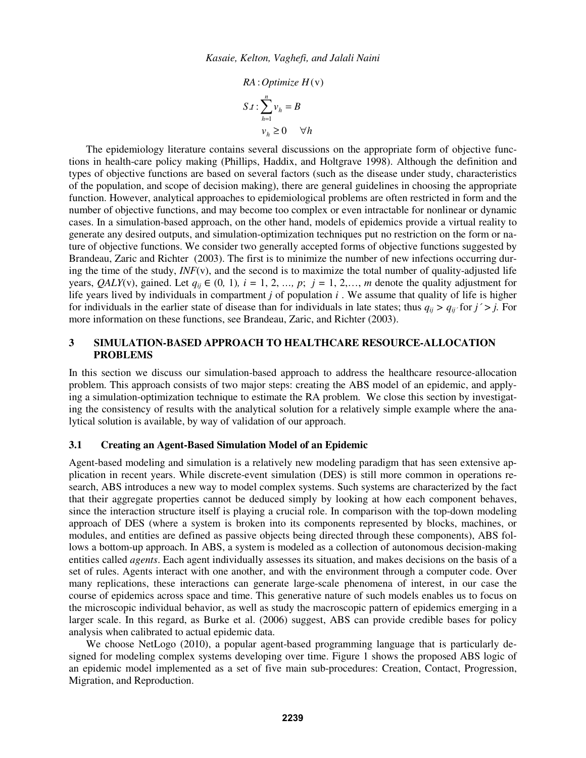$$
\begin{aligned}
RA &: Optimize\ H(\mathrm{v}) \\
S.t &: \sum_{h=1}^{n} v_h = B \\
& \quad v_h \geq 0 \quad \forall h
\end{aligned}
$$

The epidemiology literature contains several discussions on the appropriate form of objective functions in health-care policy making (Phillips, Haddix, and Holtgrave 1998). Although the definition and types of objective functions are based on several factors (such as the disease under study, characteristics of the population, and scope of decision making), there are general guidelines in choosing the appropriate function. However, analytical approaches to epidemiological problems are often restricted in form and the number of objective functions, and may become too complex or even intractable for nonlinear or dynamic cases. In a simulation-based approach, on the other hand, models of epidemics provide a virtual reality to generate any desired outputs, and simulation-optimization techniques put no restriction on the form or nature of objective functions. We consider two generally accepted forms of objective functions suggested by Brandeau, Zaric and Richter (2003). The first is to minimize the number of new infections occurring during the time of the study, $INF(\mathrm{v})$, and the second is to maximize the total number of quality-adjusted life years, $QALY(\mathrm{v})$, gained. Let $q_{ij} \in (0, 1)$, $i = 1, 2, \ldots, p$; $j = 1, 2, \ldots, m$ denote the quality adjustment for life years lived by individuals in compartment $j$ of population $i$. We assume that quality of life is higher for individuals in the earlier state of disease than for individuals in late states; thus $q_{ij} > q_{ij'}$ for $j' > j$. For more information on these functions, see Brandeau, Zaric, and Richter (2003).

## 3 SIMULATION-BASED APPROACH TO HEALTHCARE RESOURCE-ALLOCATION PROBLEMS

In this section we discuss our simulation-based approach to address the healthcare resource-allocation problem. This approach consists of two major steps: creating the ABS model of an epidemic, and applying a simulation-optimization technique to estimate the RA problem. We close this section by investigating the consistency of results with the analytical solution for a relatively simple example where the analytical solution is available, by way of validation of our approach.

### 3.1 Creating an Agent-Based Simulation Model of an Epidemic

Agent-based modeling and simulation is a relatively new modeling paradigm that has seen extensive application in recent years. While discrete-event simulation (DES) is still more common in operations research, ABS introduces a new way to model complex systems. Such systems are characterized by the fact that their aggregate properties cannot be deduced simply by looking at how each component behaves, since the interaction structure itself is playing a crucial role. In comparison with the top-down modeling approach of DES (where a system is broken into its components represented by blocks, machines, or modules, and entities are defined as passive objects being directed through these components), ABS follows a bottom-up approach. In ABS, a system is modeled as a collection of autonomous decision-making entities called *agents*. Each agent individually assesses its situation, and makes decisions on the basis of a set of rules. Agents interact with one another, and with the environment through a computer code. Over many replications, these interactions can generate large-scale phenomena of interest, in our case the course of epidemics across space and time. This generative nature of such models enables us to focus on the microscopic individual behavior, as well as study the macroscopic pattern of epidemics emerging in a larger scale. In this regard, as Burke et al. (2006) suggest, ABS can provide credible bases for policy analysis when calibrated to actual epidemic data.

We choose NetLogo (2010), a popular agent-based programming language that is particularly designed for modeling complex systems developing over time. Figure 1 shows the proposed ABS logic of an epidemic model implemented as a set of five main sub-procedures: Creation, Contact, Progression, Migration, and Reproduction.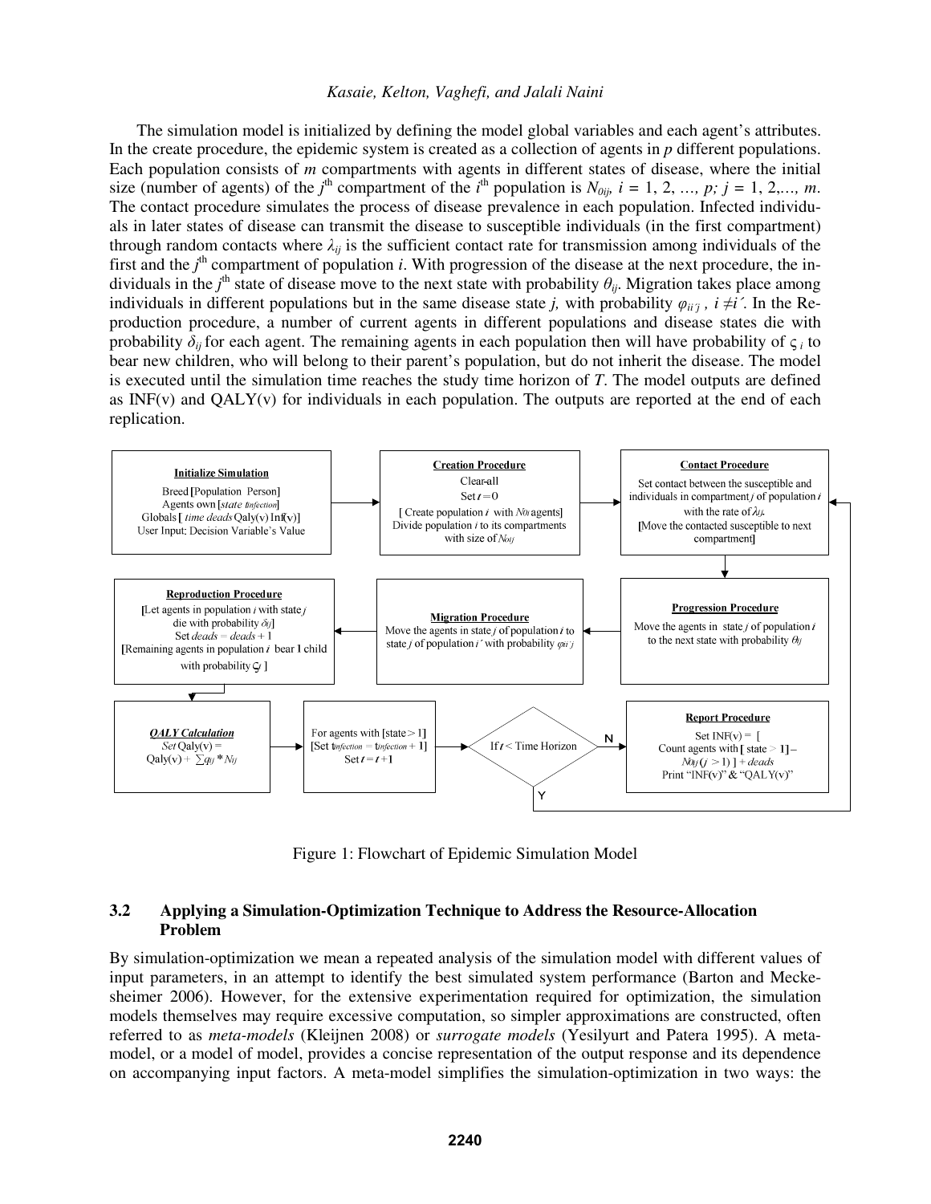The simulation model is initialized by defining the model global variables and each agent's attributes. In the create procedure, the epidemic system is created as a collection of agents in $p$ different populations. Each population consists of $m$ compartments with agents in different states of disease, where the initial size (number of agents) of the $j^{\text{th}}$ compartment of the $i^{\text{th}}$ population is $N_{0ij}$, $i = 1, 2, \ldots, p$; $j = 1, 2, \ldots, m$. The contact procedure simulates the process of disease prevalence in each population. Infected individuals in later states of disease can transmit the disease to susceptible individuals (in the first compartment) through random contacts where $\lambda_{ij}$ is the sufficient contact rate for transmission among individuals of the first and the $j^{\text{th}}$ compartment of population $i$. With progression of the disease at the next procedure, the individuals in the $j^{\text{th}}$ state of disease move to the next state with probability $\theta_{ij}$. Migration takes place among individuals in different populations but in the same disease state $j$, with probability $\varphi_{ii'j}$, $i \neq i'$. In the Reproduction procedure, a number of current agents in different populations and disease states die with probability $\delta_{ij}$ for each agent. The remaining agents in each population then will have probability of $\varsigma_i$ to bear new children, who will belong to their parent's population, but do not inherit the disease. The model is executed until the simulation time reaches the study time horizon of $T$. The model outputs are defined as INF(v) and QALY(v) for individuals in each population. The outputs are reported at the end of each replication.

**Initialize Simulation**
Breed [Population Person]
Agents own [*state* $t_{infection}$]
Globals [ *time deads* Qaly(v) Inf(v)]
User Input: Decision Variable's Value

**Creation Procedure**
Clear-all
Set $t = 0$
[ Create population $i$ with $N_{0i}$ agents]
Divide population $i$ to its compartments with size of $N_{0ij}$

**Contact Procedure**
Set contact between the susceptible and individuals in compartment $j$ of population $i$ with the rate of $\lambda_{ij}$.
[Move the contacted susceptible to next compartment]

**Progression Procedure**
Move the agents in state $j$ of population $i$ to the next state with probability $\theta_{ij}$

**Migration Procedure**
Move the agents in state $j$ of population $i$ to state $j$ of population $i'$ with probability $\varphi_{ii'j}$

**Reproduction Procedure**
[Let agents in population $i$ with state $j$ die with probability $\delta_{ij}$]
Set *deads* = *deads* + 1
[Remaining agents in population $i$ bear 1 child with probability $\varsigma_i$ ]

***QALY Calculation***
*Set* Qaly(v) = Qaly(v) + $\sum q_{ij} * N_{ij}$

For agents with [state > 1]
[Set $t_{infection} = t_{infection} + 1$]
Set $t = t + 1$

If $t$ < Time Horizon (Y: return to Contact Procedure; N: Report Procedure)

**Report Procedure**
Set INF(v) = [ Count agents with [ state > 1] – $N_{0ij}$ ($j$ > 1) ] + *deads*
Print "INF(v)" & "QALY(v)"

Figure 1: Flowchart of Epidemic Simulation Model

### 3.2 Applying a Simulation-Optimization Technique to Address the Resource-Allocation Problem

By simulation-optimization we mean a repeated analysis of the simulation model with different values of input parameters, in an attempt to identify the best simulated system performance (Barton and Meckesheimer 2006). However, for the extensive experimentation required for optimization, the simulation models themselves may require excessive computation, so simpler approximations are constructed, often referred to as *meta-models* (Kleijnen 2008) or *surrogate models* (Yesilyurt and Patera 1995). A meta-model, or a model of model, provides a concise representation of the output response and its dependence on accompanying input factors. A meta-model simplifies the simulation-optimization in two ways: the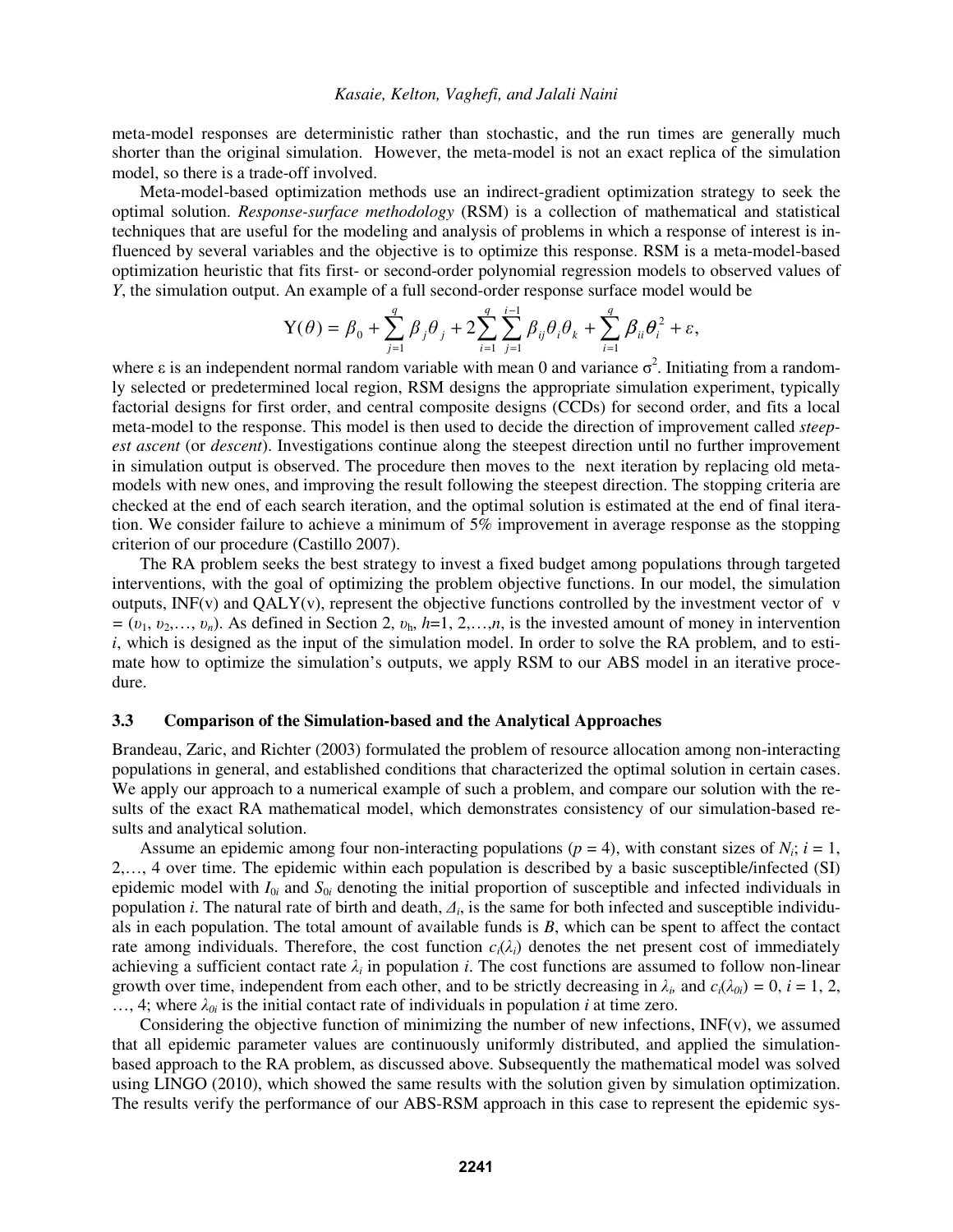meta-model responses are deterministic rather than stochastic, and the run times are generally much shorter than the original simulation. However, the meta-model is not an exact replica of the simulation model, so there is a trade-off involved.

Meta-model-based optimization methods use an indirect-gradient optimization strategy to seek the optimal solution. *Response-surface methodology* (RSM) is a collection of mathematical and statistical techniques that are useful for the modeling and analysis of problems in which a response of interest is influenced by several variables and the objective is to optimize this response. RSM is a meta-model-based optimization heuristic that fits first- or second-order polynomial regression models to observed values of $Y$, the simulation output. An example of a full second-order response surface model would be

$$\mathrm{Y}(\theta) = \beta_0 + \sum_{j=1}^{q} \beta_j \theta_j + 2\sum_{i=1}^{q} \sum_{j=1}^{i-1} \beta_{ij} \theta_i \theta_k + \sum_{i=1}^{q} \beta_{ii} \theta_i^2 + \varepsilon,$$

where $\varepsilon$ is an independent normal random variable with mean 0 and variance $\sigma^2$. Initiating from a randomly selected or predetermined local region, RSM designs the appropriate simulation experiment, typically factorial designs for first order, and central composite designs (CCDs) for second order, and fits a local meta-model to the response. This model is then used to decide the direction of improvement called *steepest ascent* (or *descent*). Investigations continue along the steepest direction until no further improvement in simulation output is observed. The procedure then moves to the next iteration by replacing old meta-models with new ones, and improving the result following the steepest direction. The stopping criteria are checked at the end of each search iteration, and the optimal solution is estimated at the end of final iteration. We consider failure to achieve a minimum of 5% improvement in average response as the stopping criterion of our procedure (Castillo 2007).

The RA problem seeks the best strategy to invest a fixed budget among populations through targeted interventions, with the goal of optimizing the problem objective functions. In our model, the simulation outputs, INF(v) and QALY(v), represent the objective functions controlled by the investment vector of v $= (\upsilon_1, \upsilon_2, \ldots, \upsilon_n)$. As defined in Section 2, $\upsilon_h$, $h$=1, 2,…,$n$, is the invested amount of money in intervention $i$, which is designed as the input of the simulation model. In order to solve the RA problem, and to estimate how to optimize the simulation's outputs, we apply RSM to our ABS model in an iterative procedure.

### 3.3 Comparison of the Simulation-based and the Analytical Approaches

Brandeau, Zaric, and Richter (2003) formulated the problem of resource allocation among non-interacting populations in general, and established conditions that characterized the optimal solution in certain cases. We apply our approach to a numerical example of such a problem, and compare our solution with the results of the exact RA mathematical model, which demonstrates consistency of our simulation-based results and analytical solution.

Assume an epidemic among four non-interacting populations ($p$ = 4), with constant sizes of $N_i$; $i$ = 1, 2,…, 4 over time. The epidemic within each population is described by a basic susceptible/infected (SI) epidemic model with $I_{0i}$ and $S_{0i}$ denoting the initial proportion of susceptible and infected individuals in population $i$. The natural rate of birth and death, $\Delta_i$, is the same for both infected and susceptible individuals in each population. The total amount of available funds is $B$, which can be spent to affect the contact rate among individuals. Therefore, the cost function $c_i(\lambda_i)$ denotes the net present cost of immediately achieving a sufficient contact rate $\lambda_i$ in population $i$. The cost functions are assumed to follow non-linear growth over time, independent from each other, and to be strictly decreasing in $\lambda_i$, and $c_i(\lambda_{0i}) = 0$, $i$ = 1, 2, …, 4; where $\lambda_{0i}$ is the initial contact rate of individuals in population $i$ at time zero.

Considering the objective function of minimizing the number of new infections, INF(v), we assumed that all epidemic parameter values are continuously uniformly distributed, and applied the simulation-based approach to the RA problem, as discussed above. Subsequently the mathematical model was solved using LINGO (2010), which showed the same results with the solution given by simulation optimization. The results verify the performance of our ABS-RSM approach in this case to represent the epidemic sys-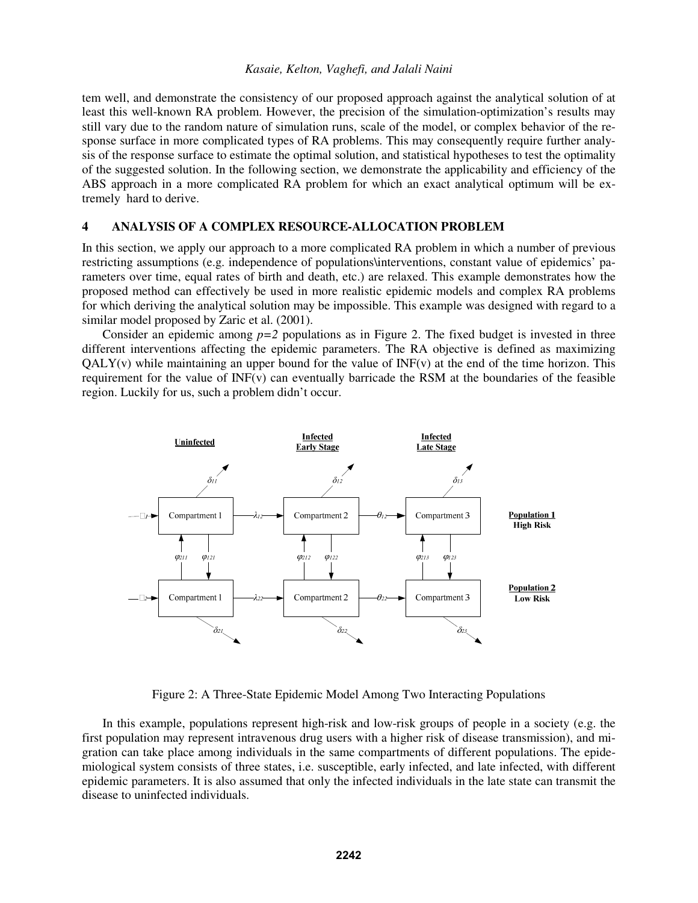tem well, and demonstrate the consistency of our proposed approach against the analytical solution of at least this well-known RA problem. However, the precision of the simulation-optimization's results may still vary due to the random nature of simulation runs, scale of the model, or complex behavior of the response surface in more complicated types of RA problems. This may consequently require further analysis of the response surface to estimate the optimal solution, and statistical hypotheses to test the optimality of the suggested solution. In the following section, we demonstrate the applicability and efficiency of the ABS approach in a more complicated RA problem for which an exact analytical optimum will be extremely hard to derive.

## 4 ANALYSIS OF A COMPLEX RESOURCE-ALLOCATION PROBLEM

In this section, we apply our approach to a more complicated RA problem in which a number of previous restricting assumptions (e.g. independence of populations\interventions, constant value of epidemics' parameters over time, equal rates of birth and death, etc.) are relaxed. This example demonstrates how the proposed method can effectively be used in more realistic epidemic models and complex RA problems for which deriving the analytical solution may be impossible. This example was designed with regard to a similar model proposed by Zaric et al. (2001).

Consider an epidemic among $p=2$ populations as in Figure 2. The fixed budget is invested in three different interventions affecting the epidemic parameters. The RA objective is defined as maximizing QALY(v) while maintaining an upper bound for the value of INF(v) at the end of the time horizon. This requirement for the value of INF(v) can eventually barricade the RSM at the boundaries of the feasible region. Luckily for us, such a problem didn't occur.

Figure 2: A Three-State Epidemic Model Among Two Interacting Populations

In this example, populations represent high-risk and low-risk groups of people in a society (e.g. the first population may represent intravenous drug users with a higher risk of disease transmission), and migration can take place among individuals in the same compartments of different populations. The epidemiological system consists of three states, i.e. susceptible, early infected, and late infected, with different epidemic parameters. It is also assumed that only the infected individuals in the late state can transmit the disease to uninfected individuals.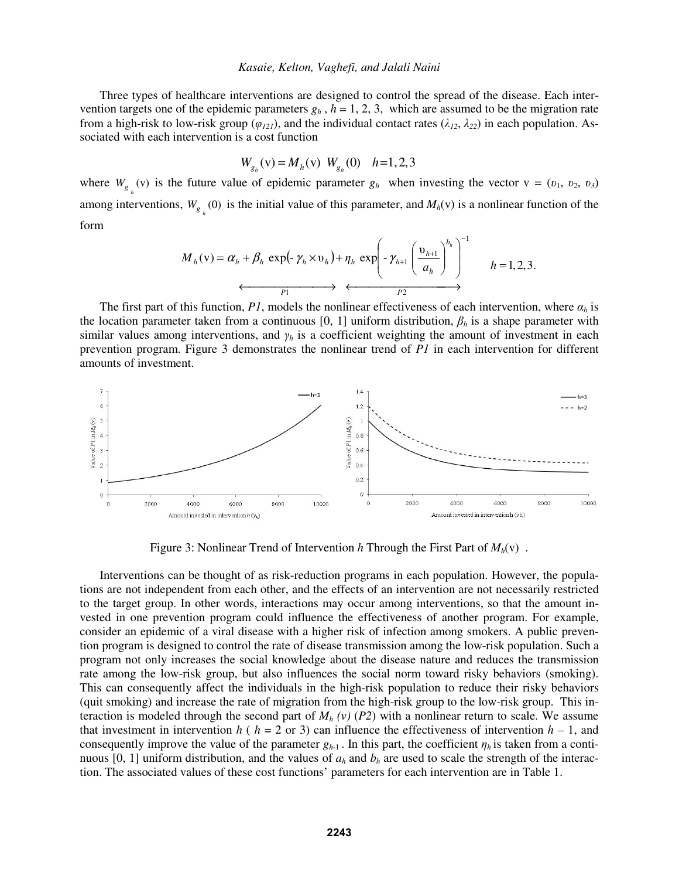Three types of healthcare interventions are designed to control the spread of the disease. Each intervention targets one of the epidemic parameters $g_h$ , $h$ = 1, 2, 3, which are assumed to be the migration rate from a high-risk to low-risk group ($\varphi_{121}$), and the individual contact rates ($\lambda_{12}$, $\lambda_{22}$) in each population. Associated with each intervention is a cost function

$$W_{g_h}(\mathrm{v}) = M_h(\mathrm{v})\ W_{g_h}(0) \quad h=1,2,3$$

where $W_{g_h}(\mathrm{v})$ is the future value of epidemic parameter $g_h$ when investing the vector v = ($\upsilon_1$, $\upsilon_2$, $\upsilon_3$) among interventions, $W_{g_h}(0)$ is the initial value of this parameter, and $M_h(\mathrm{v})$ is a nonlinear function of the form

$$M_h(\mathrm{v}) = \underbrace{\alpha_h + \beta_h \exp(-\gamma_h \times \upsilon_h)}_{P1} + \underbrace{\eta_h \exp\left(-\gamma_{h+1}\left(\frac{\upsilon_{h+1}}{a_h}\right)^{b_h}\right)^{-1}}_{P2} \qquad h=1,2,3.$$

The first part of this function, *P1*, models the nonlinear effectiveness of each intervention, where $\alpha_h$ is the location parameter taken from a continuous [0, 1] uniform distribution, $\beta_h$ is a shape parameter with similar values among interventions, and $\gamma_h$ is a coefficient weighting the amount of investment in each prevention program. Figure 3 demonstrates the nonlinear trend of *P1* in each intervention for different amounts of investment.

Figure 3: Nonlinear Trend of Intervention $h$ Through the First Part of $M_h(\mathrm{v})$ .

Interventions can be thought of as risk-reduction programs in each population. However, the populations are not independent from each other, and the effects of an intervention are not necessarily restricted to the target group. In other words, interactions may occur among interventions, so that the amount invested in one prevention program could influence the effectiveness of another program. For example, consider an epidemic of a viral disease with a higher risk of infection among smokers. A public prevention program is designed to control the rate of disease transmission among the low-risk population. Such a program not only increases the social knowledge about the disease nature and reduces the transmission rate among the low-risk group, but also influences the social norm toward risky behaviors (smoking). This can consequently affect the individuals in the high-risk population to reduce their risky behaviors (quit smoking) and increase the rate of migration from the high-risk group to the low-risk group. This interaction is modeled through the second part of $M_h(v)$ (*P2*) with a nonlinear return to scale. We assume that investment in intervention $h$ ( $h$ = 2 or 3) can influence the effectiveness of intervention $h$ – 1, and consequently improve the value of the parameter $g_{h-1}$ . In this part, the coefficient $\eta_h$ is taken from a continuous [0, 1] uniform distribution, and the values of $a_h$ and $b_h$ are used to scale the strength of the interaction. The associated values of these cost functions' parameters for each intervention are in Table 1.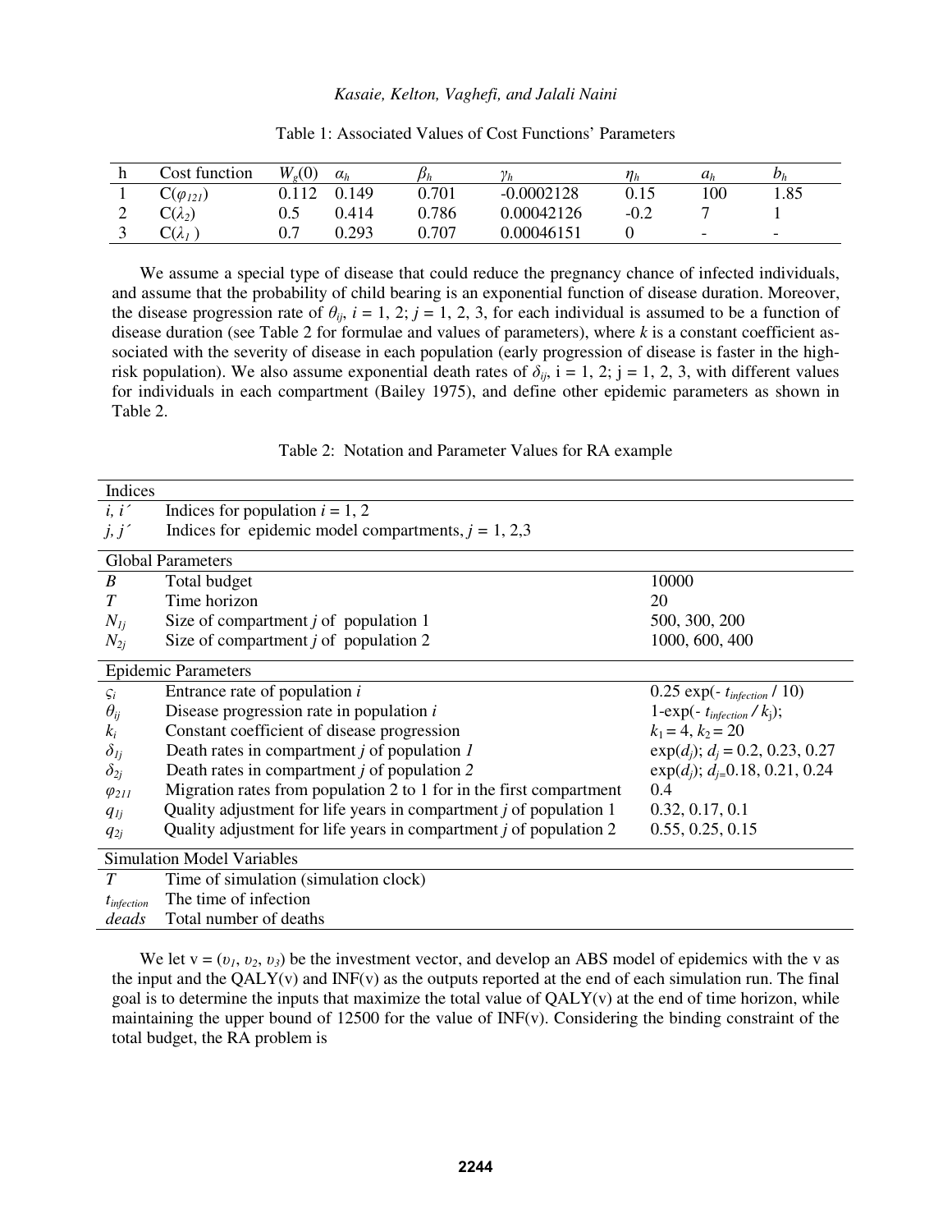Table 1: Associated Values of Cost Functions' Parameters

| h | Cost function | $W_g(0)$ | $\alpha_h$ | $\beta_h$ | $\gamma_h$ | $\eta_h$ | $a_h$ | $b_h$ |
|---|---|---|---|---|---|---|---|---|
| 1 | $C(\varphi_{121})$ | 0.112 | 0.149 | 0.701 | -0.0002128 | 0.15 | 100 | 1.85 |
| 2 | $C(\lambda_2)$ | 0.5 | 0.414 | 0.786 | 0.00042126 | -0.2 | 7 | 1 |
| 3 | $C(\lambda_1)$ | 0.7 | 0.293 | 0.707 | 0.00046151 | 0 | - | - |

We assume a special type of disease that could reduce the pregnancy chance of infected individuals, and assume that the probability of child bearing is an exponential function of disease duration. Moreover, the disease progression rate of $\theta_{ij}$, $i$ = 1, 2; $j$ = 1, 2, 3, for each individual is assumed to be a function of disease duration (see Table 2 for formulae and values of parameters), where $k$ is a constant coefficient associated with the severity of disease in each population (early progression of disease is faster in the high-risk population). We also assume exponential death rates of $\delta_{ij}$, i = 1, 2; j = 1, 2, 3, with different values for individuals in each compartment (Bailey 1975), and define other epidemic parameters as shown in Table 2.

Table 2: Notation and Parameter Values for RA example

| | | |
|---|---|---|
| **Indices** | | |
| $i, i'$ | Indices for population $i$ = 1, 2 | |
| $j, j'$ | Indices for epidemic model compartments, $j$ = 1, 2,3 | |
| **Global Parameters** | | |
| $B$ | Total budget | 10000 |
| $T$ | Time horizon | 20 |
| $N_{1j}$ | Size of compartment $j$ of population 1 | 500, 300, 200 |
| $N_{2j}$ | Size of compartment $j$ of population 2 | 1000, 600, 400 |
| **Epidemic Parameters** | | |
| $\varsigma_i$ | Entrance rate of population $i$ | $0.25 \exp(- t_{infection} / 10)$ |
| $\theta_{ij}$ | Disease progression rate in population $i$ | $1\text{-}\exp(- t_{infection} / k_j)$; |
| $k_i$ | Constant coefficient of disease progression | $k_1 = 4$, $k_2 = 20$ |
| $\delta_{1j}$ | Death rates in compartment $j$ of population $1$ | $\exp(d_j)$; $d_j$ = 0.2, 0.23, 0.27 |
| $\delta_{2j}$ | Death rates in compartment $j$ of population $2$ | $\exp(d_j)$; $d_j$=0.18, 0.21, 0.24 |
| $\varphi_{211}$ | Migration rates from population 2 to 1 for in the first compartment | 0.4 |
| $q_{1j}$ | Quality adjustment for life years in compartment $j$ of population 1 | 0.32, 0.17, 0.1 |
| $q_{2j}$ | Quality adjustment for life years in compartment $j$ of population 2 | 0.55, 0.25, 0.15 |
| **Simulation Model Variables** | | |
| $T$ | Time of simulation (simulation clock) | |
| $t_{infection}$ | The time of infection | |
| $deads$ | Total number of deaths | |

We let v = ($\upsilon_1$, $\upsilon_2$, $\upsilon_3$) be the investment vector, and develop an ABS model of epidemics with the v as the input and the QALY(v) and INF(v) as the outputs reported at the end of each simulation run. The final goal is to determine the inputs that maximize the total value of QALY(v) at the end of time horizon, while maintaining the upper bound of 12500 for the value of INF(v). Considering the binding constraint of the total budget, the RA problem is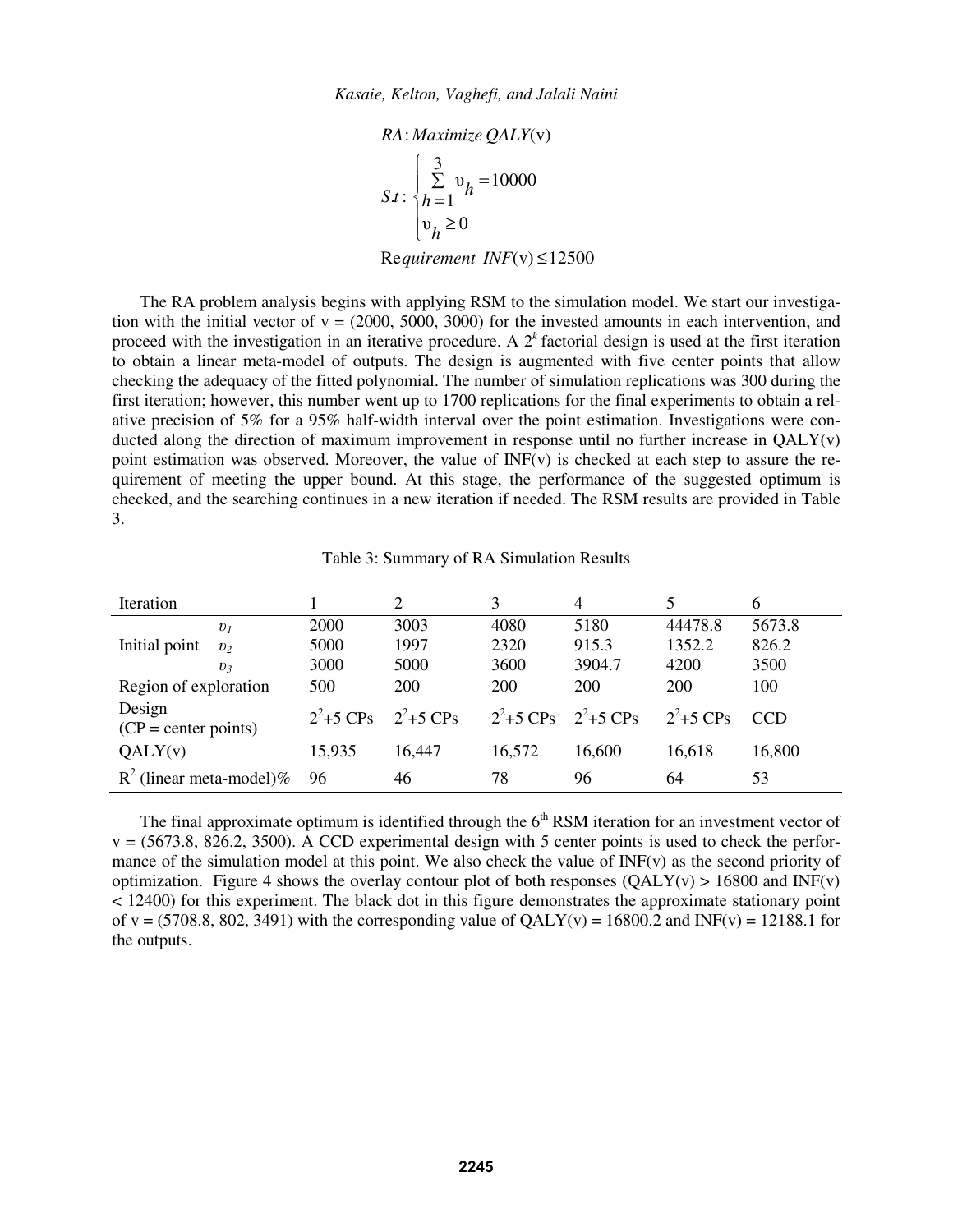$$RA: Maximize\ QALY(\text{v})$$

$$S.t: \begin{cases} \sum_{h=1}^{3} \upsilon_h = 10000 \\ \upsilon_h \geq 0 \end{cases}$$

$$\text{Re}quirement\ \ INF(\text{v}) \leq 12500$$

The RA problem analysis begins with applying RSM to the simulation model. We start our investigation with the initial vector of v = (2000, 5000, 3000) for the invested amounts in each intervention, and proceed with the investigation in an iterative procedure. A $2^k$ factorial design is used at the first iteration to obtain a linear meta-model of outputs. The design is augmented with five center points that allow checking the adequacy of the fitted polynomial. The number of simulation replications was 300 during the first iteration; however, this number went up to 1700 replications for the final experiments to obtain a relative precision of 5% for a 95% half-width interval over the point estimation. Investigations were conducted along the direction of maximum improvement in response until no further increase in QALY(v) point estimation was observed. Moreover, the value of INF(v) is checked at each step to assure the requirement of meeting the upper bound. At this stage, the performance of the suggested optimum is checked, and the searching continues in a new iteration if needed. The RSM results are provided in Table 3.

Table 3: Summary of RA Simulation Results

| Iteration | | 1 | 2 | 3 | 4 | 5 | 6 |
|---|---|---|---|---|---|---|---|
| Initial point | $\upsilon_1$ | 2000 | 3003 | 4080 | 5180 | 44478.8 | 5673.8 |
| | $\upsilon_2$ | 5000 | 1997 | 2320 | 915.3 | 1352.2 | 826.2 |
| | $\upsilon_3$ | 3000 | 5000 | 3600 | 3904.7 | 4200 | 3500 |
| Region of exploration | | 500 | 200 | 200 | 200 | 200 | 100 |
| Design (CP = center points) | | $2^2$+5 CPs | $2^2$+5 CPs | $2^2$+5 CPs | $2^2$+5 CPs | $2^2$+5 CPs | CCD |
| QALY(v) | | 15,935 | 16,447 | 16,572 | 16,600 | 16,618 | 16,800 |
| $R^2$ (linear meta-model)% | | 96 | 46 | 78 | 96 | 64 | 53 |

The final approximate optimum is identified through the 6[th] RSM iteration for an investment vector of v = (5673.8, 826.2, 3500). A CCD experimental design with 5 center points is used to check the performance of the simulation model at this point. We also check the value of INF(v) as the second priority of optimization. Figure 4 shows the overlay contour plot of both responses (QALY(v) > 16800 and INF(v) < 12400) for this experiment. The black dot in this figure demonstrates the approximate stationary point of v = (5708.8, 802, 3491) with the corresponding value of QALY(v) = 16800.2 and INF(v) = 12188.1 for the outputs.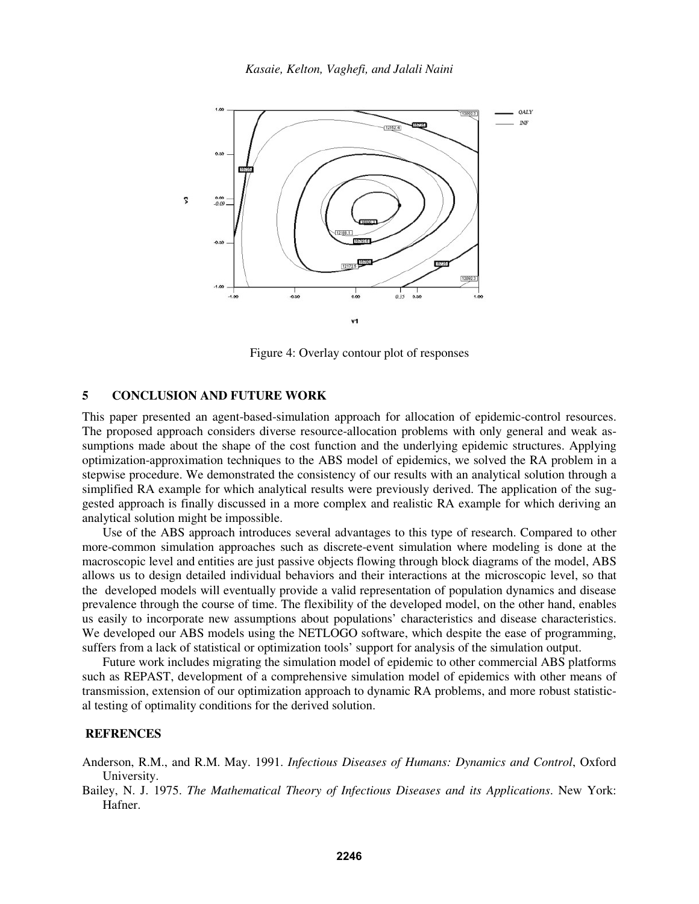QALY

INF

1.00

0.50

0.00

-0.09

-0.50

-1.00

v3

-1.00

-0.50

0.00

0.35

0.50

1.00

v1

12092.3

12152.4

16736

16735

16800.3

12188.1

16729.6

16736

12172.5

16735

12092.3

Figure 4: Overlay contour plot of responses

## 5 CONCLUSION AND FUTURE WORK

This paper presented an agent-based-simulation approach for allocation of epidemic-control resources. The proposed approach considers diverse resource-allocation problems with only general and weak assumptions made about the shape of the cost function and the underlying epidemic structures. Applying optimization-approximation techniques to the ABS model of epidemics, we solved the RA problem in a stepwise procedure. We demonstrated the consistency of our results with an analytical solution through a simplified RA example for which analytical results were previously derived. The application of the suggested approach is finally discussed in a more complex and realistic RA example for which deriving an analytical solution might be impossible.

Use of the ABS approach introduces several advantages to this type of research. Compared to other more-common simulation approaches such as discrete-event simulation where modeling is done at the macroscopic level and entities are just passive objects flowing through block diagrams of the model, ABS allows us to design detailed individual behaviors and their interactions at the microscopic level, so that the developed models will eventually provide a valid representation of population dynamics and disease prevalence through the course of time. The flexibility of the developed model, on the other hand, enables us easily to incorporate new assumptions about populations' characteristics and disease characteristics. We developed our ABS models using the NETLOGO software, which despite the ease of programming, suffers from a lack of statistical or optimization tools' support for analysis of the simulation output.

Future work includes migrating the simulation model of epidemic to other commercial ABS platforms such as REPAST, development of a comprehensive simulation model of epidemics with other means of transmission, extension of our optimization approach to dynamic RA problems, and more robust statistical testing of optimality conditions for the derived solution.

## REFRENCES

Anderson, R.M., and R.M. May. 1991. *Infectious Diseases of Humans: Dynamics and Control*, Oxford University.

Bailey, N. J. 1975. *The Mathematical Theory of Infectious Diseases and its Applications*. New York: Hafner.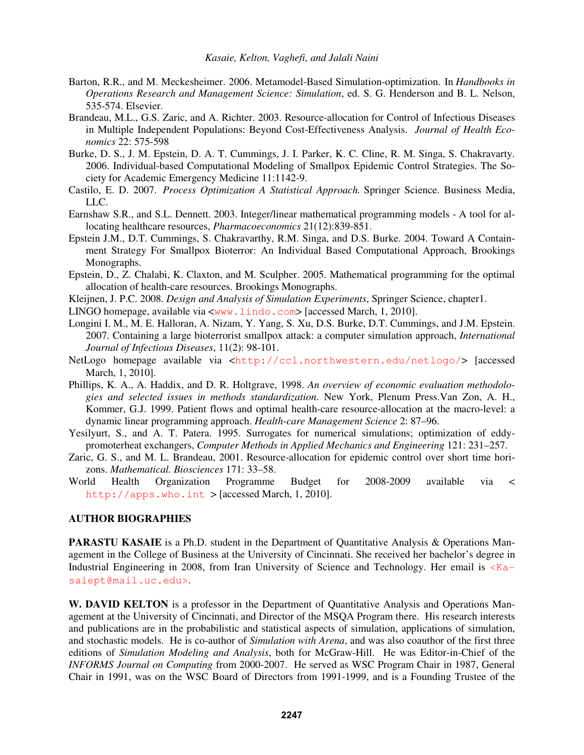Barton, R.R., and M. Meckesheimer. 2006. Metamodel-Based Simulation-optimization. In *Handbooks in Operations Research and Management Science: Simulation*, ed. S. G. Henderson and B. L. Nelson, 535-574. Elsevier.

Brandeau, M.L., G.S. Zaric, and A. Richter. 2003. Resource-allocation for Control of Infectious Diseases in Multiple Independent Populations: Beyond Cost-Effectiveness Analysis. *Journal of Health Economics* 22: 575-598

Burke, D. S., J. M. Epstein, D. A. T. Cummings, J. I. Parker, K. C. Cline, R. M. Singa, S. Chakravarty. 2006. Individual-based Computational Modeling of Smallpox Epidemic Control Strategies. The Society for Academic Emergency Medicine 11:1142-9.

Castilo, E. D. 2007. *Process Optimization A Statistical Approach.* Springer Science. Business Media, LLC.

Earnshaw S.R., and S.L. Dennett. 2003. Integer/linear mathematical programming models - A tool for allocating healthcare resources, *Pharmacoeconomics* 21(12):839-851.

Epstein J.M., D.T. Cummings, S. Chakravarthy, R.M. Singa, and D.S. Burke. 2004. Toward A Containment Strategy For Smallpox Bioterror: An Individual Based Computational Approach, Brookings Monographs.

Epstein, D., Z. Chalabi, K. Claxton, and M. Sculpher. 2005. Mathematical programming for the optimal allocation of health-care resources. Brookings Monographs.

Kleijnen, J. P.C. 2008. *Design and Analysis of Simulation Experiments*, Springer Science, chapter1.

LINGO homepage, available via <www.lindo.com> [accessed March, 1, 2010].

Longini I. M., M. E. Halloran, A. Nizam, Y. Yang, S. Xu, D.S. Burke, D.T. Cummings, and J.M. Epstein. 2007. Containing a large bioterrorist smallpox attack: a computer simulation approach, *International Journal of Infectious Diseases*, 11(2): 98-101.

NetLogo homepage available via <http://ccl.northwestern.edu/netlogo/> [accessed March, 1, 2010].

Phillips, K. A., A. Haddix, and D. R. Holtgrave, 1998. *An overview of economic evaluation methodologies and selected issues in methods standardization*. New York, Plenum Press.Van Zon, A. H., Kommer, G.J. 1999. Patient flows and optimal health-care resource-allocation at the macro-level: a dynamic linear programming approach. *Health-care Management Science* 2: 87–96.

Yesilyurt, S., and A. T. Patera. 1995. Surrogates for numerical simulations; optimization of eddy-promoterheat exchangers, *Computer Methods in Applied Mechanics and Engineering* 121: 231–257.

Zaric, G. S., and M. L. Brandeau, 2001. Resource-allocation for epidemic control over short time horizons. *Mathematical. Biosciences* 171: 33–58.

World Health Organization Programme Budget for 2008-2009 available via < http://apps.who.int > [accessed March, 1, 2010].

## AUTHOR BIOGRAPHIES

**PARASTU KASAIE** is a Ph.D. student in the Department of Quantitative Analysis & Operations Management in the College of Business at the University of Cincinnati. She received her bachelor's degree in Industrial Engineering in 2008, from Iran University of Science and Technology. Her email is <Kasaiept@mail.uc.edu>.

**W. DAVID KELTON** is a professor in the Department of Quantitative Analysis and Operations Management at the University of Cincinnati, and Director of the MSQA Program there. His research interests and publications are in the probabilistic and statistical aspects of simulation, applications of simulation, and stochastic models. He is co-author of *Simulation with Arena*, and was also coauthor of the first three editions of *Simulation Modeling and Analysis*, both for McGraw-Hill. He was Editor-in-Chief of the *INFORMS Journal on Computing* from 2000-2007. He served as WSC Program Chair in 1987, General Chair in 1991, was on the WSC Board of Directors from 1991-1999, and is a Founding Trustee of the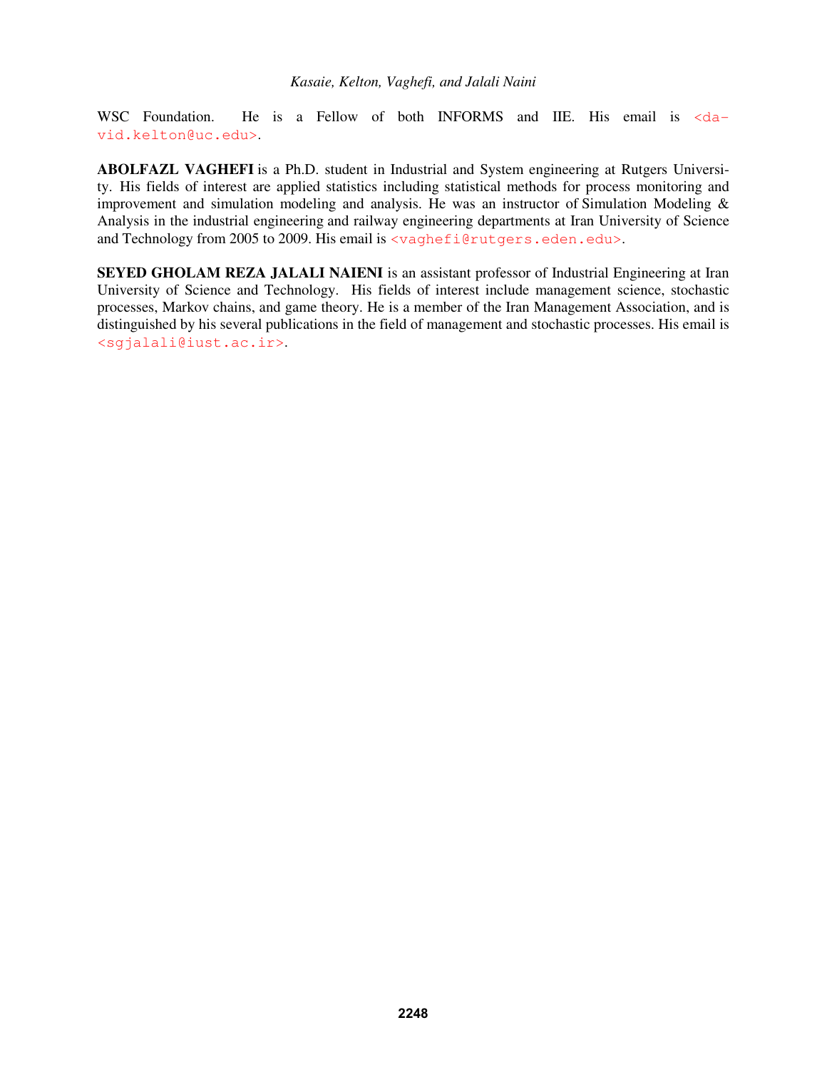WSC Foundation. He is a Fellow of both INFORMS and IIE. His email is <david.kelton@uc.edu>.

**ABOLFAZL VAGHEFI** is a Ph.D. student in Industrial and System engineering at Rutgers University. His fields of interest are applied statistics including statistical methods for process monitoring and improvement and simulation modeling and analysis. He was an instructor of Simulation Modeling & Analysis in the industrial engineering and railway engineering departments at Iran University of Science and Technology from 2005 to 2009. His email is <vaghefi@rutgers.eden.edu>.

**SEYED GHOLAM REZA JALALI NAIENI** is an assistant professor of Industrial Engineering at Iran University of Science and Technology. His fields of interest include management science, stochastic processes, Markov chains, and game theory. He is a member of the Iran Management Association, and is distinguished by his several publications in the field of management and stochastic processes. His email is <sgjalali@iust.ac.ir>.